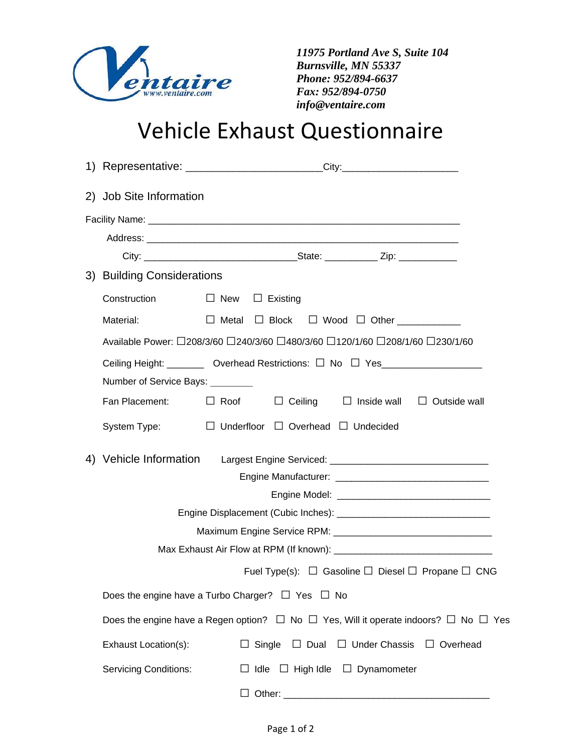*11975 Portland Ave S, Suite 104*
*Burnsville, MN 55337*
*Phone: 952/894-6637*
*Fax: 952/894-0750*
*info@ventaire.com*

# Vehicle Exhaust Questionnaire

1) Representative: ______________________ City: ____________________

2) Job Site Information

Facility Name: ____________________________________________________

Address: ____________________________________________________

City: ____________________________ State: __________ Zip: ___________

3) Building Considerations

Construction ☐ New ☐ Existing

Material: ☐ Metal ☐ Block ☐ Wood ☐ Other ___________

Available Power: ☐208/3/60 ☐240/3/60 ☐480/3/60 ☐120/1/60 ☐208/1/60 ☐230/1/60

Ceiling Height: _______ Overhead Restrictions: ☐ No ☐ Yes__________________

Number of Service Bays: ________

Fan Placement: ☐ Roof ☐ Ceiling ☐ Inside wall ☐ Outside wall

System Type: ☐ Underfloor ☐ Overhead ☐ Undecided

4) Vehicle Information

Largest Engine Serviced: ____________________________

Engine Manufacturer: ____________________________

Engine Model: ____________________________

Engine Displacement (Cubic Inches): ____________________________

Maximum Engine Service RPM: ____________________________

Max Exhaust Air Flow at RPM (If known): ____________________________

Fuel Type(s): ☐ Gasoline ☐ Diesel ☐ Propane ☐ CNG

Does the engine have a Turbo Charger? ☐ Yes ☐ No

Does the engine have a Regen option? ☐ No ☐ Yes, Will it operate indoors? ☐ No ☐ Yes

Exhaust Location(s): ☐ Single ☐ Dual ☐ Under Chassis ☐ Overhead

Servicing Conditions: ☐ Idle ☐ High Idle ☐ Dynamometer

☐ Other: ______________________________________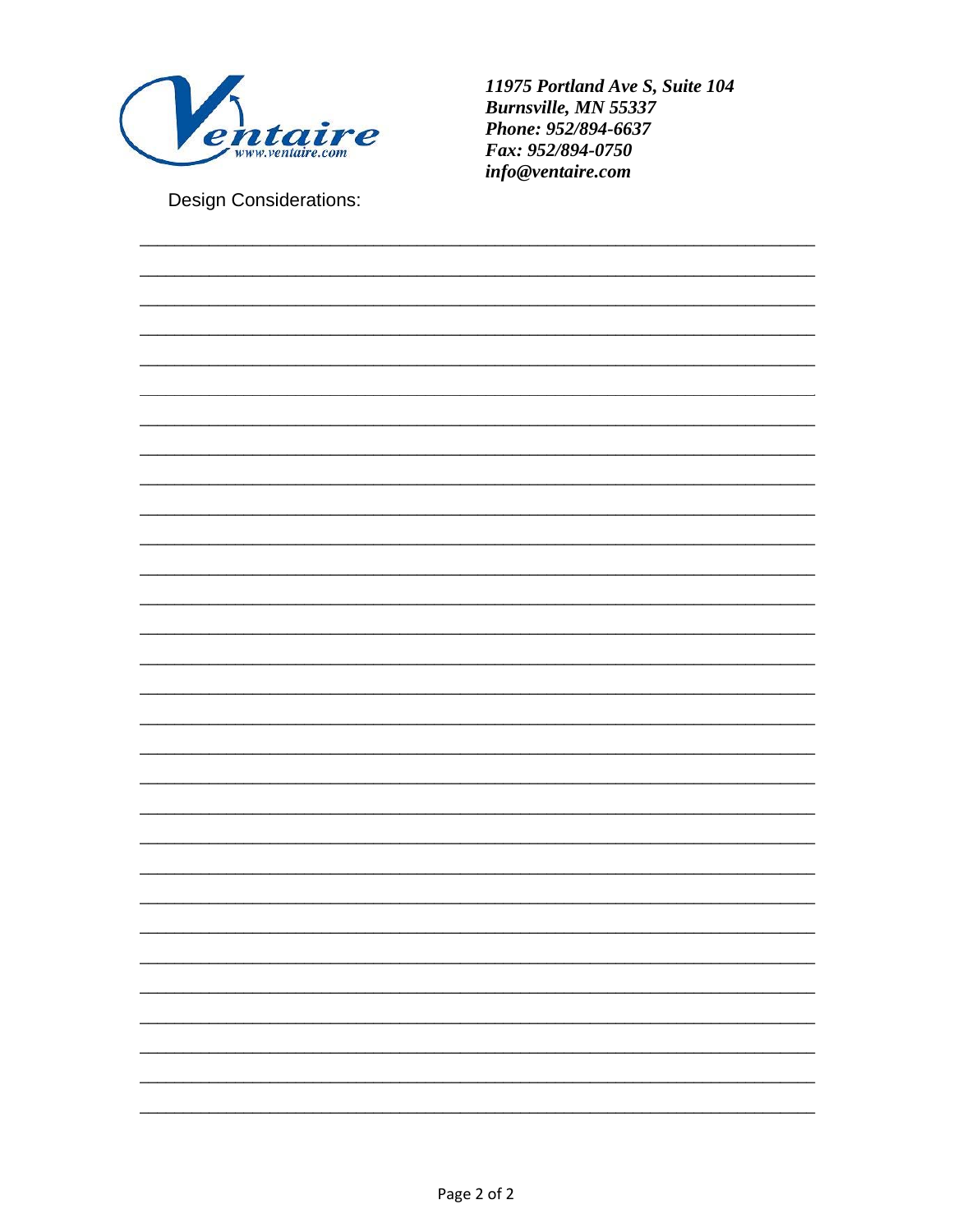*entaire*
*www.ventaire.com*

***11975 Portland Ave S, Suite 104***
***Burnsville, MN 55337***
***Phone: 952/894-6637***
***Fax: 952/894-0750***
***info@ventaire.com***

Design Considerations:

______________________________________________________________________

______________________________________________________________________

______________________________________________________________________

______________________________________________________________________

______________________________________________________________________

______________________________________________________________________

______________________________________________________________________

______________________________________________________________________

______________________________________________________________________

______________________________________________________________________

______________________________________________________________________

______________________________________________________________________

______________________________________________________________________

______________________________________________________________________

______________________________________________________________________

______________________________________________________________________

______________________________________________________________________

______________________________________________________________________

______________________________________________________________________

______________________________________________________________________

______________________________________________________________________

______________________________________________________________________

______________________________________________________________________

______________________________________________________________________

______________________________________________________________________

______________________________________________________________________

______________________________________________________________________

______________________________________________________________________

______________________________________________________________________